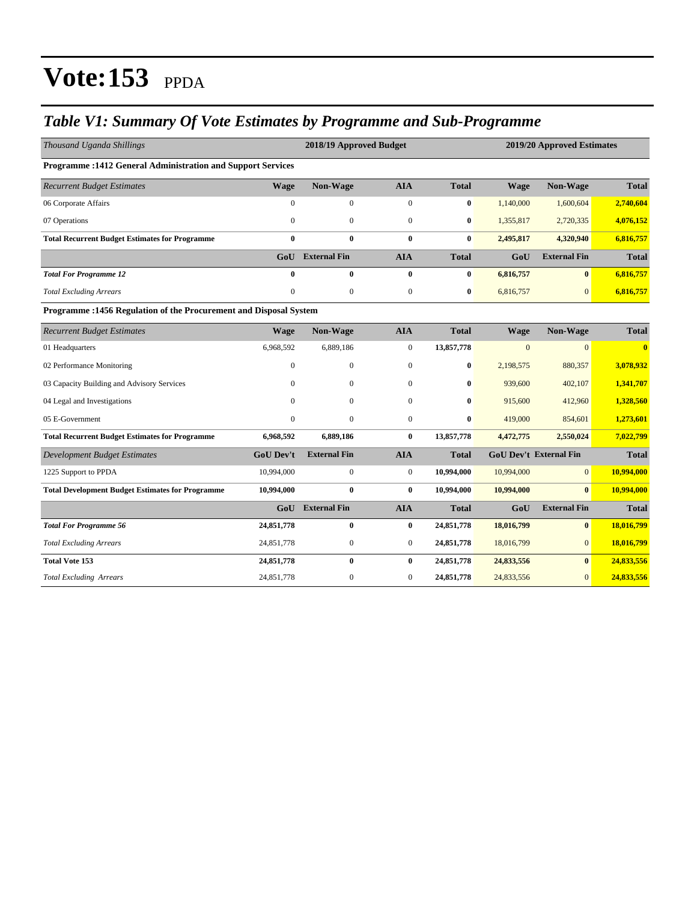# Vote:153 PPDA

## Table V1: Summary Of Vote Estimates by Programme and Sub-Programme

| *Thousand Uganda Shillings* | 2018/19 Approved Budget | | | | 2019/20 Approved Estimates | | |
|---|---|---|---|---|---|---|---|
| **Programme :1412 General Administration and Support Services** | | | | | | | |
| *Recurrent Budget Estimates* | **Wage** | **Non-Wage** | **AIA** | **Total** | **Wage** | **Non-Wage** | **Total** |
| 06 Corporate Affairs | 0 | 0 | 0 | **0** | 1,140,000 | 1,600,604 | **2,740,604** |
| 07 Operations | 0 | 0 | 0 | **0** | 1,355,817 | 2,720,335 | **4,076,152** |
| **Total Recurrent Budget Estimates for Programme** | **0** | **0** | **0** | **0** | **2,495,817** | **4,320,940** | **6,816,757** |
| | **GoU** | **External Fin** | **AIA** | **Total** | **GoU** | **External Fin** | **Total** |
| ***Total For Programme 12*** | **0** | **0** | **0** | **0** | **6,816,757** | **0** | **6,816,757** |
| *Total Excluding Arrears* | 0 | 0 | 0 | **0** | 6,816,757 | 0 | **6,816,757** |
| **Programme :1456 Regulation of the Procurement and Disposal System** | | | | | | | |
| *Recurrent Budget Estimates* | **Wage** | **Non-Wage** | **AIA** | **Total** | **Wage** | **Non-Wage** | **Total** |
| 01 Headquarters | 6,968,592 | 6,889,186 | 0 | **13,857,778** | 0 | 0 | **0** |
| 02 Performance Monitoring | 0 | 0 | 0 | **0** | 2,198,575 | 880,357 | **3,078,932** |
| 03 Capacity Building and Advisory Services | 0 | 0 | 0 | **0** | 939,600 | 402,107 | **1,341,707** |
| 04 Legal and Investigations | 0 | 0 | 0 | **0** | 915,600 | 412,960 | **1,328,560** |
| 05 E-Government | 0 | 0 | 0 | **0** | 419,000 | 854,601 | **1,273,601** |
| **Total Recurrent Budget Estimates for Programme** | **6,968,592** | **6,889,186** | **0** | **13,857,778** | **4,472,775** | **2,550,024** | **7,022,799** |
| *Development Budget Estimates* | **GoU Dev't** | **External Fin** | **AIA** | **Total** | **GoU Dev't** | **External Fin** | **Total** |
| 1225 Support to PPDA | 10,994,000 | 0 | 0 | **10,994,000** | 10,994,000 | 0 | **10,994,000** |
| **Total Development Budget Estimates for Programme** | **10,994,000** | **0** | **0** | **10,994,000** | **10,994,000** | **0** | **10,994,000** |
| | **GoU** | **External Fin** | **AIA** | **Total** | **GoU** | **External Fin** | **Total** |
| ***Total For Programme 56*** | **24,851,778** | **0** | **0** | **24,851,778** | **18,016,799** | **0** | **18,016,799** |
| *Total Excluding Arrears* | 24,851,778 | 0 | 0 | **24,851,778** | 18,016,799 | 0 | **18,016,799** |
| **Total Vote 153** | **24,851,778** | **0** | **0** | **24,851,778** | **24,833,556** | **0** | **24,833,556** |
| *Total Excluding Arrears* | 24,851,778 | 0 | 0 | **24,851,778** | 24,833,556 | 0 | **24,833,556** |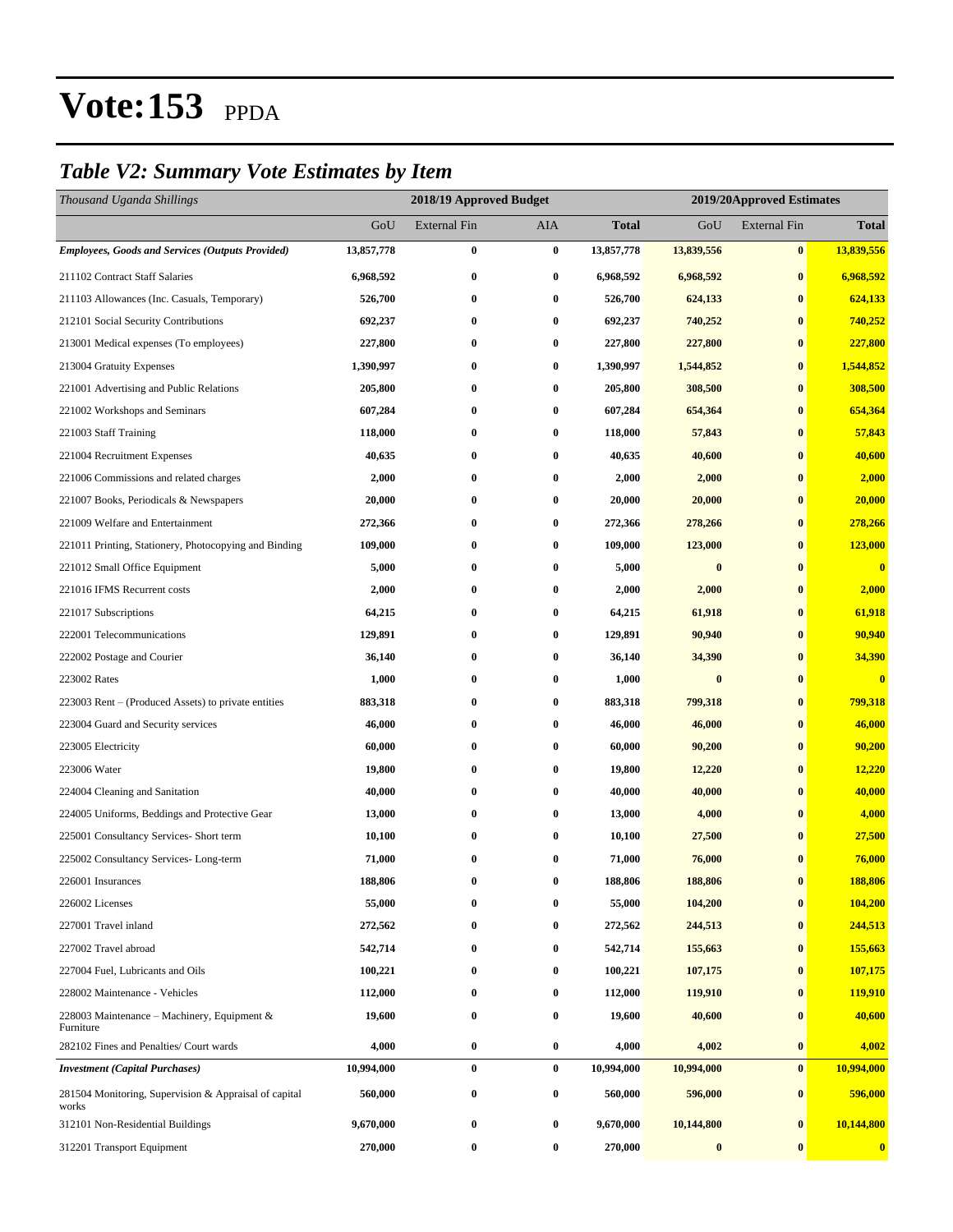# Vote:153 PPDA

## *Table V2: Summary Vote Estimates by Item*

| *Thousand Uganda Shillings* | 2018/19 Approved Budget | | | | 2019/20Approved Estimates | | |
|---|---|---|---|---|---|---|---|
| | GoU | External Fin | AIA | **Total** | GoU | External Fin | **Total** |
| ***Employees, Goods and Services (Outputs Provided)*** | **13,857,778** | **0** | **0** | **13,857,778** | **13,839,556** | **0** | **13,839,556** |
| 211102 Contract Staff Salaries | **6,968,592** | **0** | **0** | **6,968,592** | **6,968,592** | **0** | **6,968,592** |
| 211103 Allowances (Inc. Casuals, Temporary) | **526,700** | **0** | **0** | **526,700** | **624,133** | **0** | **624,133** |
| 212101 Social Security Contributions | **692,237** | **0** | **0** | **692,237** | **740,252** | **0** | **740,252** |
| 213001 Medical expenses (To employees) | **227,800** | **0** | **0** | **227,800** | **227,800** | **0** | **227,800** |
| 213004 Gratuity Expenses | **1,390,997** | **0** | **0** | **1,390,997** | **1,544,852** | **0** | **1,544,852** |
| 221001 Advertising and Public Relations | **205,800** | **0** | **0** | **205,800** | **308,500** | **0** | **308,500** |
| 221002 Workshops and Seminars | **607,284** | **0** | **0** | **607,284** | **654,364** | **0** | **654,364** |
| 221003 Staff Training | **118,000** | **0** | **0** | **118,000** | **57,843** | **0** | **57,843** |
| 221004 Recruitment Expenses | **40,635** | **0** | **0** | **40,635** | **40,600** | **0** | **40,600** |
| 221006 Commissions and related charges | **2,000** | **0** | **0** | **2,000** | **2,000** | **0** | **2,000** |
| 221007 Books, Periodicals & Newspapers | **20,000** | **0** | **0** | **20,000** | **20,000** | **0** | **20,000** |
| 221009 Welfare and Entertainment | **272,366** | **0** | **0** | **272,366** | **278,266** | **0** | **278,266** |
| 221011 Printing, Stationery, Photocopying and Binding | **109,000** | **0** | **0** | **109,000** | **123,000** | **0** | **123,000** |
| 221012 Small Office Equipment | **5,000** | **0** | **0** | **5,000** | **0** | **0** | **0** |
| 221016 IFMS Recurrent costs | **2,000** | **0** | **0** | **2,000** | **2,000** | **0** | **2,000** |
| 221017 Subscriptions | **64,215** | **0** | **0** | **64,215** | **61,918** | **0** | **61,918** |
| 222001 Telecommunications | **129,891** | **0** | **0** | **129,891** | **90,940** | **0** | **90,940** |
| 222002 Postage and Courier | **36,140** | **0** | **0** | **36,140** | **34,390** | **0** | **34,390** |
| 223002 Rates | **1,000** | **0** | **0** | **1,000** | **0** | **0** | **0** |
| 223003 Rent – (Produced Assets) to private entities | **883,318** | **0** | **0** | **883,318** | **799,318** | **0** | **799,318** |
| 223004 Guard and Security services | **46,000** | **0** | **0** | **46,000** | **46,000** | **0** | **46,000** |
| 223005 Electricity | **60,000** | **0** | **0** | **60,000** | **90,200** | **0** | **90,200** |
| 223006 Water | **19,800** | **0** | **0** | **19,800** | **12,220** | **0** | **12,220** |
| 224004 Cleaning and Sanitation | **40,000** | **0** | **0** | **40,000** | **40,000** | **0** | **40,000** |
| 224005 Uniforms, Beddings and Protective Gear | **13,000** | **0** | **0** | **13,000** | **4,000** | **0** | **4,000** |
| 225001 Consultancy Services- Short term | **10,100** | **0** | **0** | **10,100** | **27,500** | **0** | **27,500** |
| 225002 Consultancy Services- Long-term | **71,000** | **0** | **0** | **71,000** | **76,000** | **0** | **76,000** |
| 226001 Insurances | **188,806** | **0** | **0** | **188,806** | **188,806** | **0** | **188,806** |
| 226002 Licenses | **55,000** | **0** | **0** | **55,000** | **104,200** | **0** | **104,200** |
| 227001 Travel inland | **272,562** | **0** | **0** | **272,562** | **244,513** | **0** | **244,513** |
| 227002 Travel abroad | **542,714** | **0** | **0** | **542,714** | **155,663** | **0** | **155,663** |
| 227004 Fuel, Lubricants and Oils | **100,221** | **0** | **0** | **100,221** | **107,175** | **0** | **107,175** |
| 228002 Maintenance - Vehicles | **112,000** | **0** | **0** | **112,000** | **119,910** | **0** | **119,910** |
| 228003 Maintenance – Machinery, Equipment & Furniture | **19,600** | **0** | **0** | **19,600** | **40,600** | **0** | **40,600** |
| 282102 Fines and Penalties/ Court wards | **4,000** | **0** | **0** | **4,000** | **4,002** | **0** | **4,002** |
| ***Investment (Capital Purchases)*** | **10,994,000** | **0** | **0** | **10,994,000** | **10,994,000** | **0** | **10,994,000** |
| 281504 Monitoring, Supervision & Appraisal of capital works | **560,000** | **0** | **0** | **560,000** | **596,000** | **0** | **596,000** |
| 312101 Non-Residential Buildings | **9,670,000** | **0** | **0** | **9,670,000** | **10,144,800** | **0** | **10,144,800** |
| 312201 Transport Equipment | **270,000** | **0** | **0** | **270,000** | **0** | **0** | **0** |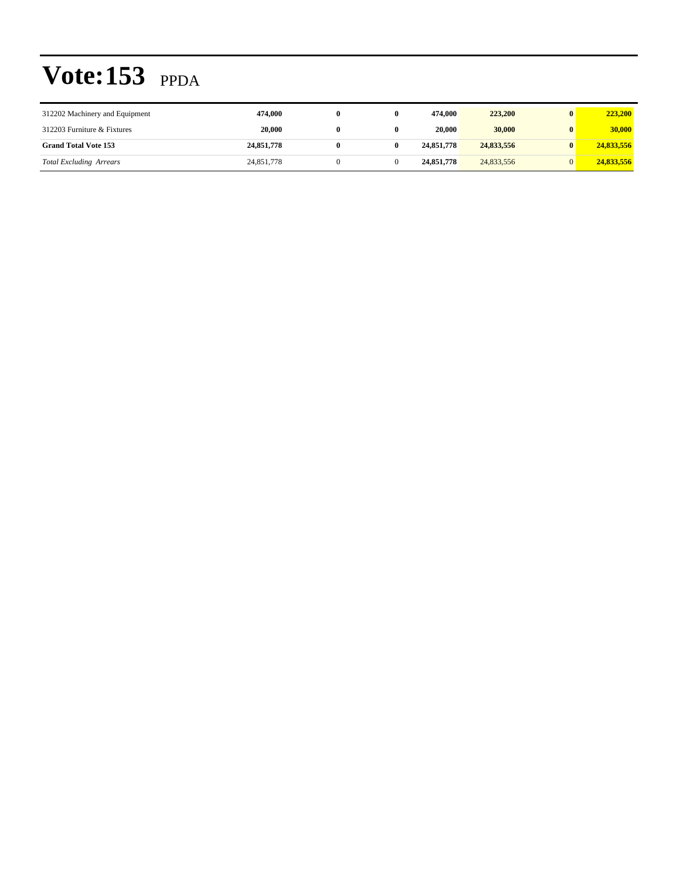# Vote:153 PPDA

| | | | | | | | |
|---|---|---|---|---|---|---|---|
| 312202 Machinery and Equipment | **474,000** | **0** | **0** | **474,000** | **223,200** | **0** | **223,200** |
| 312203 Furniture & Fixtures | **20,000** | **0** | **0** | **20,000** | **30,000** | **0** | **30,000** |
| **Grand Total Vote 153** | **24,851,778** | **0** | **0** | **24,851,778** | **24,833,556** | **0** | **24,833,556** |
| *Total Excluding Arrears* | 24,851,778 | 0 | 0 | **24,851,778** | 24,833,556 | 0 | **24,833,556** |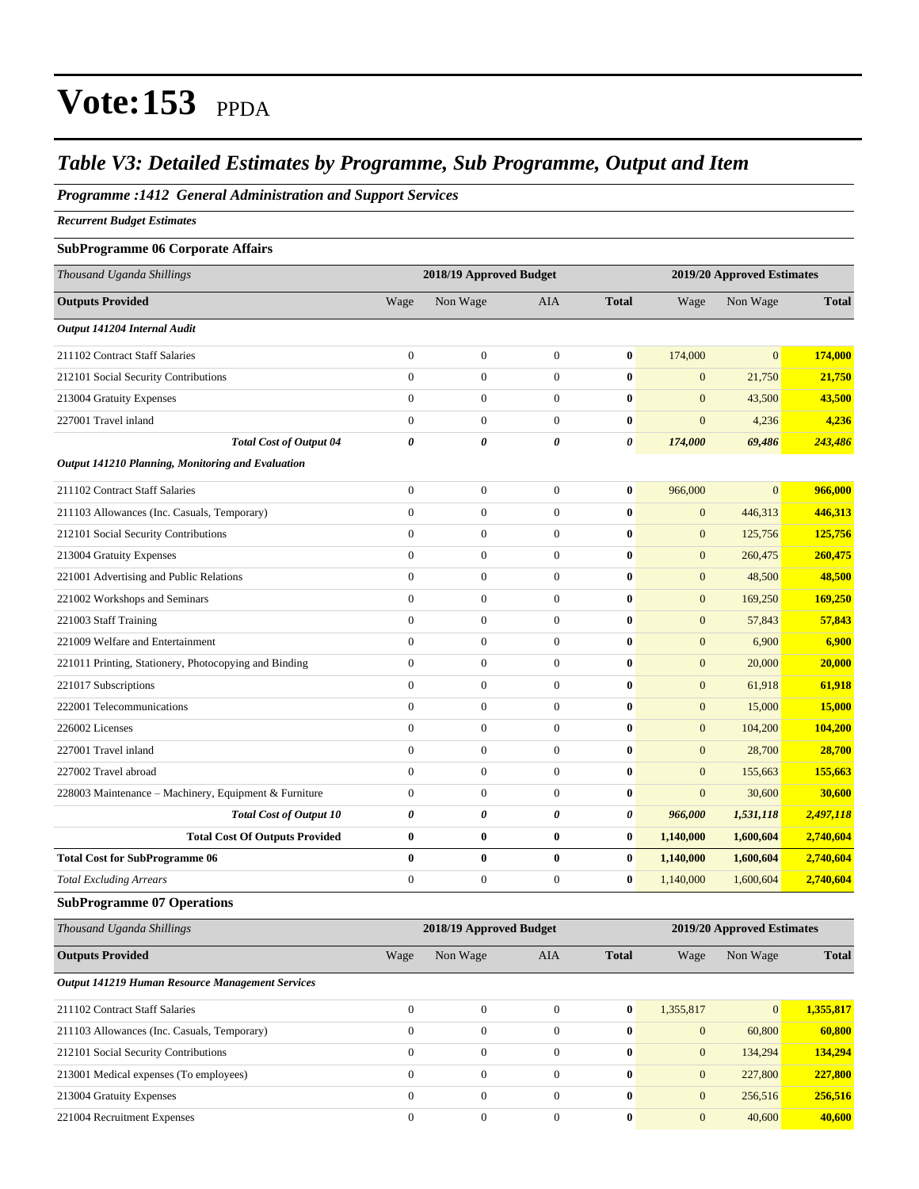# Vote:153 PPDA

## *Table V3: Detailed Estimates by Programme, Sub Programme, Output and Item*

### *Programme :1412 General Administration and Support Services*

***Recurrent Budget Estimates***

**SubProgramme 06 Corporate Affairs**

| *Thousand Uganda Shillings* | 2018/19 Approved Budget | | | | 2019/20 Approved Estimates | | |
|---|---|---|---|---|---|---|---|
| **Outputs Provided** | Wage | Non Wage | AIA | **Total** | Wage | Non Wage | **Total** |
| ***Output 141204 Internal Audit*** | | | | | | | |
| 211102 Contract Staff Salaries | 0 | 0 | 0 | **0** | 174,000 | 0 | **174,000** |
| 212101 Social Security Contributions | 0 | 0 | 0 | **0** | 0 | 21,750 | **21,750** |
| 213004 Gratuity Expenses | 0 | 0 | 0 | **0** | 0 | 43,500 | **43,500** |
| 227001 Travel inland | 0 | 0 | 0 | **0** | 0 | 4,236 | **4,236** |
| ***Total Cost of Output 04*** | ***0*** | ***0*** | ***0*** | ***0*** | ***174,000*** | ***69,486*** | ***243,486*** |
| ***Output 141210 Planning, Monitoring and Evaluation*** | | | | | | | |
| 211102 Contract Staff Salaries | 0 | 0 | 0 | **0** | 966,000 | 0 | **966,000** |
| 211103 Allowances (Inc. Casuals, Temporary) | 0 | 0 | 0 | **0** | 0 | 446,313 | **446,313** |
| 212101 Social Security Contributions | 0 | 0 | 0 | **0** | 0 | 125,756 | **125,756** |
| 213004 Gratuity Expenses | 0 | 0 | 0 | **0** | 0 | 260,475 | **260,475** |
| 221001 Advertising and Public Relations | 0 | 0 | 0 | **0** | 0 | 48,500 | **48,500** |
| 221002 Workshops and Seminars | 0 | 0 | 0 | **0** | 0 | 169,250 | **169,250** |
| 221003 Staff Training | 0 | 0 | 0 | **0** | 0 | 57,843 | **57,843** |
| 221009 Welfare and Entertainment | 0 | 0 | 0 | **0** | 0 | 6,900 | **6,900** |
| 221011 Printing, Stationery, Photocopying and Binding | 0 | 0 | 0 | **0** | 0 | 20,000 | **20,000** |
| 221017 Subscriptions | 0 | 0 | 0 | **0** | 0 | 61,918 | **61,918** |
| 222001 Telecommunications | 0 | 0 | 0 | **0** | 0 | 15,000 | **15,000** |
| 226002 Licenses | 0 | 0 | 0 | **0** | 0 | 104,200 | **104,200** |
| 227001 Travel inland | 0 | 0 | 0 | **0** | 0 | 28,700 | **28,700** |
| 227002 Travel abroad | 0 | 0 | 0 | **0** | 0 | 155,663 | **155,663** |
| 228003 Maintenance – Machinery, Equipment & Furniture | 0 | 0 | 0 | **0** | 0 | 30,600 | **30,600** |
| ***Total Cost of Output 10*** | ***0*** | ***0*** | ***0*** | ***0*** | ***966,000*** | ***1,531,118*** | ***2,497,118*** |
| **Total Cost Of Outputs Provided** | **0** | **0** | **0** | **0** | **1,140,000** | **1,600,604** | **2,740,604** |
| **Total Cost for SubProgramme 06** | **0** | **0** | **0** | **0** | **1,140,000** | **1,600,604** | **2,740,604** |
| *Total Excluding Arrears* | 0 | 0 | 0 | **0** | 1,140,000 | 1,600,604 | **2,740,604** |

**SubProgramme 07 Operations**

| *Thousand Uganda Shillings* | 2018/19 Approved Budget | | | | 2019/20 Approved Estimates | | |
|---|---|---|---|---|---|---|---|
| **Outputs Provided** | Wage | Non Wage | AIA | **Total** | Wage | Non Wage | **Total** |
| ***Output 141219 Human Resource Management Services*** | | | | | | | |
| 211102 Contract Staff Salaries | 0 | 0 | 0 | **0** | 1,355,817 | 0 | **1,355,817** |
| 211103 Allowances (Inc. Casuals, Temporary) | 0 | 0 | 0 | **0** | 0 | 60,800 | **60,800** |
| 212101 Social Security Contributions | 0 | 0 | 0 | **0** | 0 | 134,294 | **134,294** |
| 213001 Medical expenses (To employees) | 0 | 0 | 0 | **0** | 0 | 227,800 | **227,800** |
| 213004 Gratuity Expenses | 0 | 0 | 0 | **0** | 0 | 256,516 | **256,516** |
| 221004 Recruitment Expenses | 0 | 0 | 0 | **0** | 0 | 40,600 | **40,600** |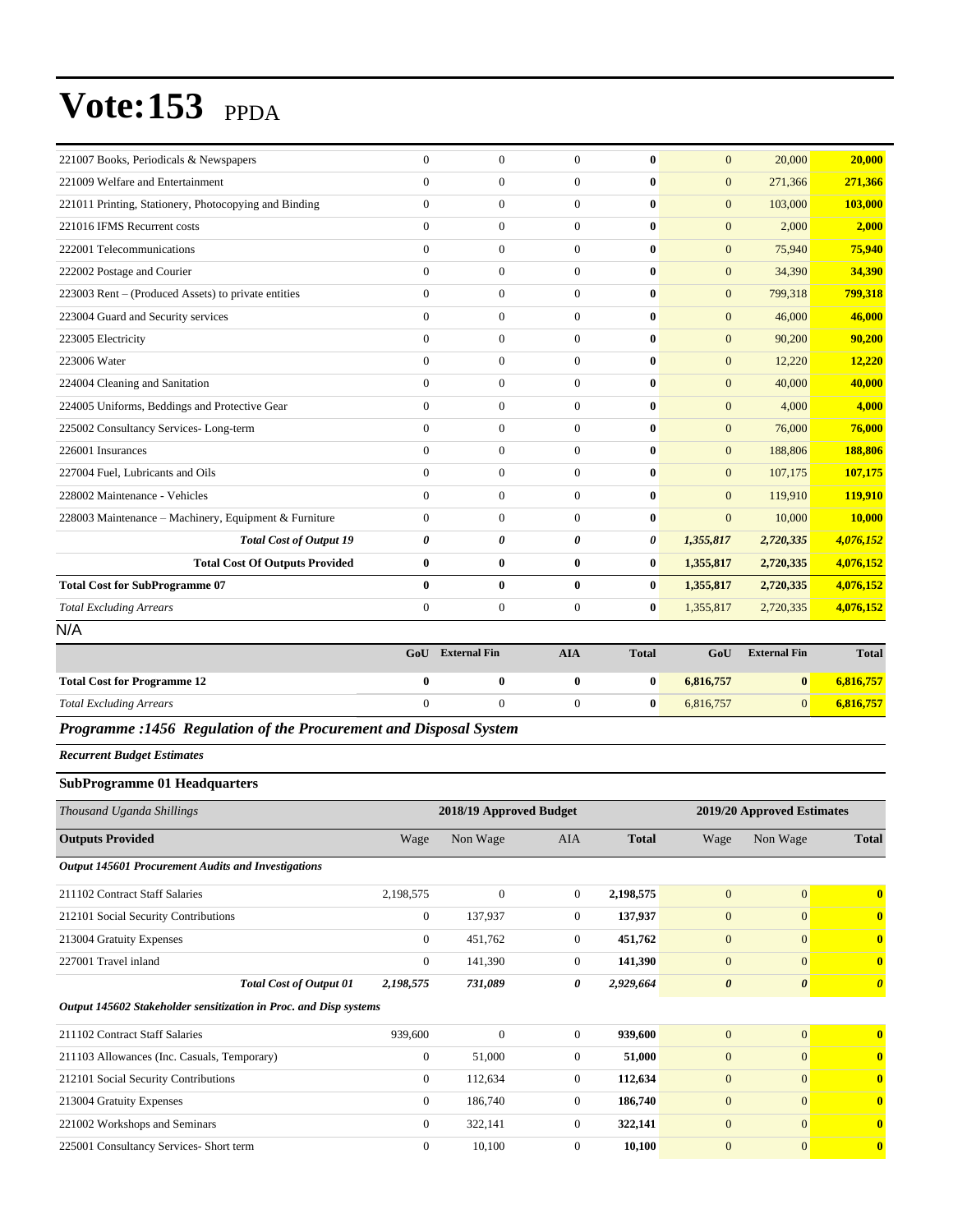# Vote:153 PPDA

| | | | | | | | |
|---|---|---|---|---|---|---|---|
| 221007 Books, Periodicals & Newspapers | 0 | 0 | 0 | **0** | 0 | 20,000 | **20,000** |
| 221009 Welfare and Entertainment | 0 | 0 | 0 | **0** | 0 | 271,366 | **271,366** |
| 221011 Printing, Stationery, Photocopying and Binding | 0 | 0 | 0 | **0** | 0 | 103,000 | **103,000** |
| 221016 IFMS Recurrent costs | 0 | 0 | 0 | **0** | 0 | 2,000 | **2,000** |
| 222001 Telecommunications | 0 | 0 | 0 | **0** | 0 | 75,940 | **75,940** |
| 222002 Postage and Courier | 0 | 0 | 0 | **0** | 0 | 34,390 | **34,390** |
| 223003 Rent – (Produced Assets) to private entities | 0 | 0 | 0 | **0** | 0 | 799,318 | **799,318** |
| 223004 Guard and Security services | 0 | 0 | 0 | **0** | 0 | 46,000 | **46,000** |
| 223005 Electricity | 0 | 0 | 0 | **0** | 0 | 90,200 | **90,200** |
| 223006 Water | 0 | 0 | 0 | **0** | 0 | 12,220 | **12,220** |
| 224004 Cleaning and Sanitation | 0 | 0 | 0 | **0** | 0 | 40,000 | **40,000** |
| 224005 Uniforms, Beddings and Protective Gear | 0 | 0 | 0 | **0** | 0 | 4,000 | **4,000** |
| 225002 Consultancy Services- Long-term | 0 | 0 | 0 | **0** | 0 | 76,000 | **76,000** |
| 226001 Insurances | 0 | 0 | 0 | **0** | 0 | 188,806 | **188,806** |
| 227004 Fuel, Lubricants and Oils | 0 | 0 | 0 | **0** | 0 | 107,175 | **107,175** |
| 228002 Maintenance - Vehicles | 0 | 0 | 0 | **0** | 0 | 119,910 | **119,910** |
| 228003 Maintenance – Machinery, Equipment & Furniture | 0 | 0 | 0 | **0** | 0 | 10,000 | **10,000** |
| ***Total Cost of Output 19*** | ***0*** | ***0*** | ***0*** | ***0*** | ***1,355,817*** | ***2,720,335*** | ***4,076,152*** |
| **Total Cost Of Outputs Provided** | **0** | **0** | **0** | **0** | **1,355,817** | **2,720,335** | **4,076,152** |
| **Total Cost for SubProgramme 07** | **0** | **0** | **0** | **0** | **1,355,817** | **2,720,335** | **4,076,152** |
| *Total Excluding Arrears* | 0 | 0 | 0 | **0** | 1,355,817 | 2,720,335 | **4,076,152** |

N/A

| | GoU | External Fin | AIA | Total | GoU | External Fin | Total |
|---|---|---|---|---|---|---|---|
| **Total Cost for Programme 12** | **0** | **0** | **0** | **0** | **6,816,757** | **0** | **6,816,757** |
| *Total Excluding Arrears* | 0 | 0 | 0 | **0** | 6,816,757 | 0 | **6,816,757** |

## *Programme :1456 Regulation of the Procurement and Disposal System*

***Recurrent Budget Estimates***

### SubProgramme 01 Headquarters

| *Thousand Uganda Shillings* | 2018/19 Approved Budget | | | | 2019/20 Approved Estimates | | |
|---|---|---|---|---|---|---|---|
| **Outputs Provided** | Wage | Non Wage | AIA | **Total** | Wage | Non Wage | **Total** |
| ***Output 145601 Procurement Audits and Investigations*** | | | | | | | |
| 211102 Contract Staff Salaries | 2,198,575 | 0 | 0 | **2,198,575** | 0 | 0 | **0** |
| 212101 Social Security Contributions | 0 | 137,937 | 0 | **137,937** | 0 | 0 | **0** |
| 213004 Gratuity Expenses | 0 | 451,762 | 0 | **451,762** | 0 | 0 | **0** |
| 227001 Travel inland | 0 | 141,390 | 0 | **141,390** | 0 | 0 | **0** |
| ***Total Cost of Output 01*** | ***2,198,575*** | ***731,089*** | ***0*** | ***2,929,664*** | ***0*** | ***0*** | ***0*** |
| ***Output 145602 Stakeholder sensitization in Proc. and Disp systems*** | | | | | | | |
| 211102 Contract Staff Salaries | 939,600 | 0 | 0 | **939,600** | 0 | 0 | **0** |
| 211103 Allowances (Inc. Casuals, Temporary) | 0 | 51,000 | 0 | **51,000** | 0 | 0 | **0** |
| 212101 Social Security Contributions | 0 | 112,634 | 0 | **112,634** | 0 | 0 | **0** |
| 213004 Gratuity Expenses | 0 | 186,740 | 0 | **186,740** | 0 | 0 | **0** |
| 221002 Workshops and Seminars | 0 | 322,141 | 0 | **322,141** | 0 | 0 | **0** |
| 225001 Consultancy Services- Short term | 0 | 10,100 | 0 | **10,100** | 0 | 0 | **0** |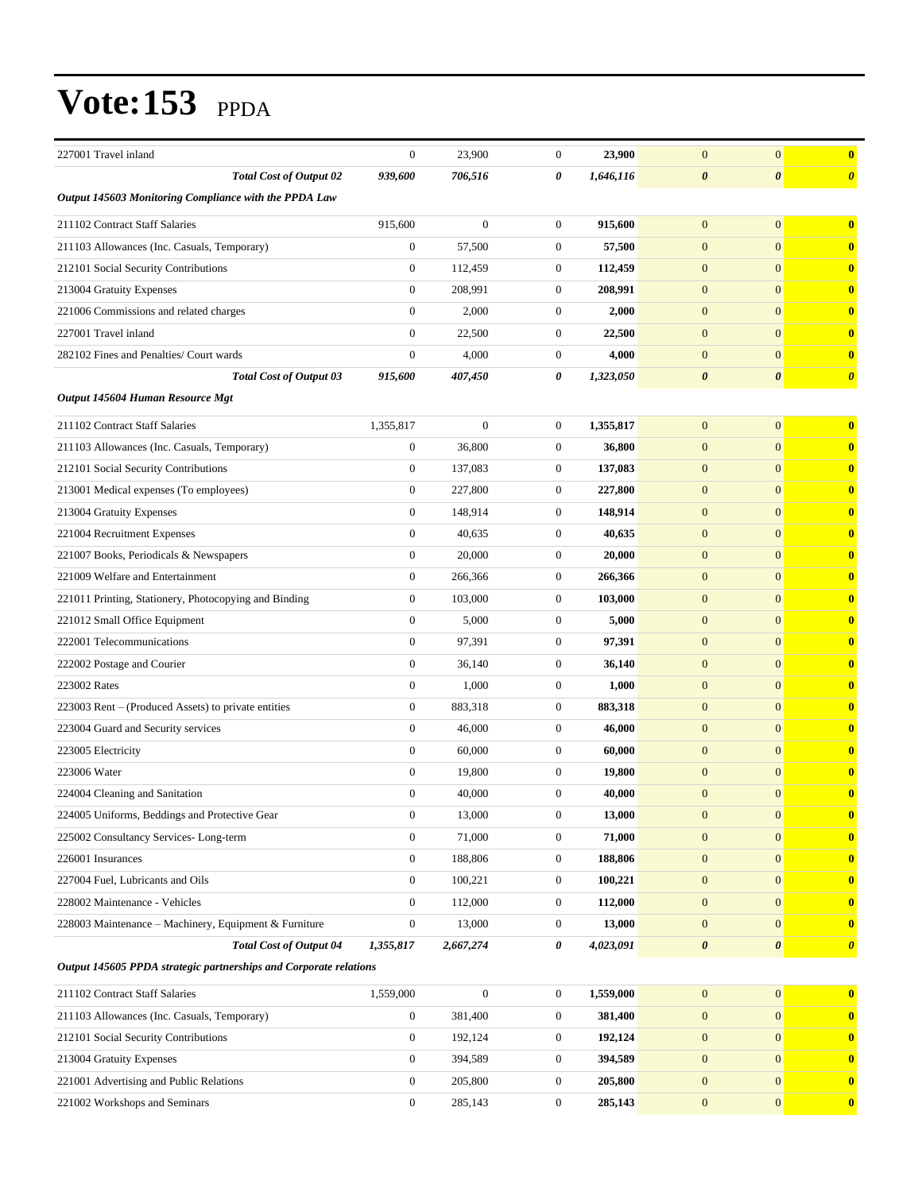# Vote:153 PPDA

| | | | | | | | |
|---|---|---|---|---|---|---|---|
| 227001 Travel inland | 0 | 23,900 | 0 | **23,900** | 0 | 0 | **0** |
| ***Total Cost of Output 02*** | ***939,600*** | ***706,516*** | ***0*** | ***1,646,116*** | ***0*** | ***0*** | ***0*** |
| ***Output 145603 Monitoring Compliance with the PPDA Law*** | | | | | | | |
| 211102 Contract Staff Salaries | 915,600 | 0 | 0 | **915,600** | 0 | 0 | **0** |
| 211103 Allowances (Inc. Casuals, Temporary) | 0 | 57,500 | 0 | **57,500** | 0 | 0 | **0** |
| 212101 Social Security Contributions | 0 | 112,459 | 0 | **112,459** | 0 | 0 | **0** |
| 213004 Gratuity Expenses | 0 | 208,991 | 0 | **208,991** | 0 | 0 | **0** |
| 221006 Commissions and related charges | 0 | 2,000 | 0 | **2,000** | 0 | 0 | **0** |
| 227001 Travel inland | 0 | 22,500 | 0 | **22,500** | 0 | 0 | **0** |
| 282102 Fines and Penalties/ Court wards | 0 | 4,000 | 0 | **4,000** | 0 | 0 | **0** |
| ***Total Cost of Output 03*** | ***915,600*** | ***407,450*** | ***0*** | ***1,323,050*** | ***0*** | ***0*** | ***0*** |
| ***Output 145604 Human Resource Mgt*** | | | | | | | |
| 211102 Contract Staff Salaries | 1,355,817 | 0 | 0 | **1,355,817** | 0 | 0 | **0** |
| 211103 Allowances (Inc. Casuals, Temporary) | 0 | 36,800 | 0 | **36,800** | 0 | 0 | **0** |
| 212101 Social Security Contributions | 0 | 137,083 | 0 | **137,083** | 0 | 0 | **0** |
| 213001 Medical expenses (To employees) | 0 | 227,800 | 0 | **227,800** | 0 | 0 | **0** |
| 213004 Gratuity Expenses | 0 | 148,914 | 0 | **148,914** | 0 | 0 | **0** |
| 221004 Recruitment Expenses | 0 | 40,635 | 0 | **40,635** | 0 | 0 | **0** |
| 221007 Books, Periodicals & Newspapers | 0 | 20,000 | 0 | **20,000** | 0 | 0 | **0** |
| 221009 Welfare and Entertainment | 0 | 266,366 | 0 | **266,366** | 0 | 0 | **0** |
| 221011 Printing, Stationery, Photocopying and Binding | 0 | 103,000 | 0 | **103,000** | 0 | 0 | **0** |
| 221012 Small Office Equipment | 0 | 5,000 | 0 | **5,000** | 0 | 0 | **0** |
| 222001 Telecommunications | 0 | 97,391 | 0 | **97,391** | 0 | 0 | **0** |
| 222002 Postage and Courier | 0 | 36,140 | 0 | **36,140** | 0 | 0 | **0** |
| 223002 Rates | 0 | 1,000 | 0 | **1,000** | 0 | 0 | **0** |
| 223003 Rent – (Produced Assets) to private entities | 0 | 883,318 | 0 | **883,318** | 0 | 0 | **0** |
| 223004 Guard and Security services | 0 | 46,000 | 0 | **46,000** | 0 | 0 | **0** |
| 223005 Electricity | 0 | 60,000 | 0 | **60,000** | 0 | 0 | **0** |
| 223006 Water | 0 | 19,800 | 0 | **19,800** | 0 | 0 | **0** |
| 224004 Cleaning and Sanitation | 0 | 40,000 | 0 | **40,000** | 0 | 0 | **0** |
| 224005 Uniforms, Beddings and Protective Gear | 0 | 13,000 | 0 | **13,000** | 0 | 0 | **0** |
| 225002 Consultancy Services- Long-term | 0 | 71,000 | 0 | **71,000** | 0 | 0 | **0** |
| 226001 Insurances | 0 | 188,806 | 0 | **188,806** | 0 | 0 | **0** |
| 227004 Fuel, Lubricants and Oils | 0 | 100,221 | 0 | **100,221** | 0 | 0 | **0** |
| 228002 Maintenance - Vehicles | 0 | 112,000 | 0 | **112,000** | 0 | 0 | **0** |
| 228003 Maintenance – Machinery, Equipment & Furniture | 0 | 13,000 | 0 | **13,000** | 0 | 0 | **0** |
| ***Total Cost of Output 04*** | ***1,355,817*** | ***2,667,274*** | ***0*** | ***4,023,091*** | ***0*** | ***0*** | ***0*** |
| ***Output 145605 PPDA strategic partnerships and Corporate relations*** | | | | | | | |
| 211102 Contract Staff Salaries | 1,559,000 | 0 | 0 | **1,559,000** | 0 | 0 | **0** |
| 211103 Allowances (Inc. Casuals, Temporary) | 0 | 381,400 | 0 | **381,400** | 0 | 0 | **0** |
| 212101 Social Security Contributions | 0 | 192,124 | 0 | **192,124** | 0 | 0 | **0** |
| 213004 Gratuity Expenses | 0 | 394,589 | 0 | **394,589** | 0 | 0 | **0** |
| 221001 Advertising and Public Relations | 0 | 205,800 | 0 | **205,800** | 0 | 0 | **0** |
| 221002 Workshops and Seminars | 0 | 285,143 | 0 | **285,143** | 0 | 0 | **0** |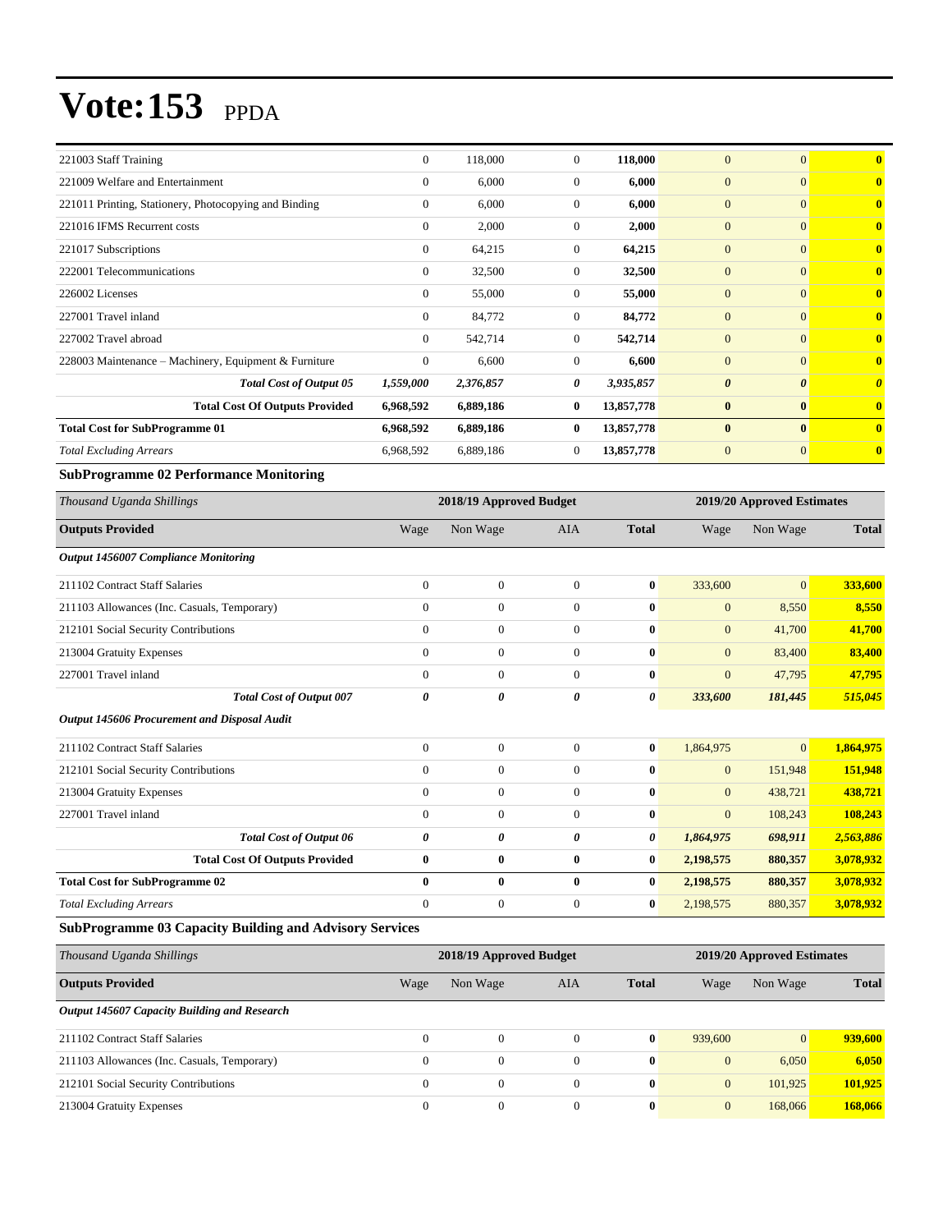# Vote:153 PPDA

| | | | | | | | |
|---|---|---|---|---|---|---|---|
| 221003 Staff Training | 0 | 118,000 | 0 | **118,000** | 0 | 0 | **0** |
| 221009 Welfare and Entertainment | 0 | 6,000 | 0 | **6,000** | 0 | 0 | **0** |
| 221011 Printing, Stationery, Photocopying and Binding | 0 | 6,000 | 0 | **6,000** | 0 | 0 | **0** |
| 221016 IFMS Recurrent costs | 0 | 2,000 | 0 | **2,000** | 0 | 0 | **0** |
| 221017 Subscriptions | 0 | 64,215 | 0 | **64,215** | 0 | 0 | **0** |
| 222001 Telecommunications | 0 | 32,500 | 0 | **32,500** | 0 | 0 | **0** |
| 226002 Licenses | 0 | 55,000 | 0 | **55,000** | 0 | 0 | **0** |
| 227001 Travel inland | 0 | 84,772 | 0 | **84,772** | 0 | 0 | **0** |
| 227002 Travel abroad | 0 | 542,714 | 0 | **542,714** | 0 | 0 | **0** |
| 228003 Maintenance – Machinery, Equipment & Furniture | 0 | 6,600 | 0 | **6,600** | 0 | 0 | **0** |
| ***Total Cost of Output 05*** | ***1,559,000*** | ***2,376,857*** | ***0*** | ***3,935,857*** | ***0*** | ***0*** | ***0*** |
| **Total Cost Of Outputs Provided** | **6,968,592** | **6,889,186** | **0** | **13,857,778** | **0** | **0** | **0** |
| **Total Cost for SubProgramme 01** | **6,968,592** | **6,889,186** | **0** | **13,857,778** | **0** | **0** | **0** |
| *Total Excluding Arrears* | 6,968,592 | 6,889,186 | 0 | **13,857,778** | 0 | 0 | **0** |

**SubProgramme 02 Performance Monitoring**

| *Thousand Uganda Shillings* | 2018/19 Approved Budget | | | | 2019/20 Approved Estimates | | |
|---|---|---|---|---|---|---|---|
| **Outputs Provided** | Wage | Non Wage | AIA | **Total** | Wage | Non Wage | **Total** |
| ***Output 1456007 Compliance Monitoring*** | | | | | | | |
| 211102 Contract Staff Salaries | 0 | 0 | 0 | **0** | 333,600 | 0 | **333,600** |
| 211103 Allowances (Inc. Casuals, Temporary) | 0 | 0 | 0 | **0** | 0 | 8,550 | **8,550** |
| 212101 Social Security Contributions | 0 | 0 | 0 | **0** | 0 | 41,700 | **41,700** |
| 213004 Gratuity Expenses | 0 | 0 | 0 | **0** | 0 | 83,400 | **83,400** |
| 227001 Travel inland | 0 | 0 | 0 | **0** | 0 | 47,795 | **47,795** |
| ***Total Cost of Output 007*** | ***0*** | ***0*** | ***0*** | ***0*** | ***333,600*** | ***181,445*** | ***515,045*** |
| ***Output 145606 Procurement and Disposal Audit*** | | | | | | | |
| 211102 Contract Staff Salaries | 0 | 0 | 0 | **0** | 1,864,975 | 0 | **1,864,975** |
| 212101 Social Security Contributions | 0 | 0 | 0 | **0** | 0 | 151,948 | **151,948** |
| 213004 Gratuity Expenses | 0 | 0 | 0 | **0** | 0 | 438,721 | **438,721** |
| 227001 Travel inland | 0 | 0 | 0 | **0** | 0 | 108,243 | **108,243** |
| ***Total Cost of Output 06*** | ***0*** | ***0*** | ***0*** | ***0*** | ***1,864,975*** | ***698,911*** | ***2,563,886*** |
| **Total Cost Of Outputs Provided** | **0** | **0** | **0** | **0** | **2,198,575** | **880,357** | **3,078,932** |
| **Total Cost for SubProgramme 02** | **0** | **0** | **0** | **0** | **2,198,575** | **880,357** | **3,078,932** |
| *Total Excluding Arrears* | 0 | 0 | 0 | **0** | 2,198,575 | 880,357 | **3,078,932** |

**SubProgramme 03 Capacity Building and Advisory Services**

| *Thousand Uganda Shillings* | 2018/19 Approved Budget | | | | 2019/20 Approved Estimates | | |
|---|---|---|---|---|---|---|---|
| **Outputs Provided** | Wage | Non Wage | AIA | **Total** | Wage | Non Wage | **Total** |
| ***Output 145607 Capacity Building and Research*** | | | | | | | |
| 211102 Contract Staff Salaries | 0 | 0 | 0 | **0** | 939,600 | 0 | **939,600** |
| 211103 Allowances (Inc. Casuals, Temporary) | 0 | 0 | 0 | **0** | 0 | 6,050 | **6,050** |
| 212101 Social Security Contributions | 0 | 0 | 0 | **0** | 0 | 101,925 | **101,925** |
| 213004 Gratuity Expenses | 0 | 0 | 0 | **0** | 0 | 168,066 | **168,066** |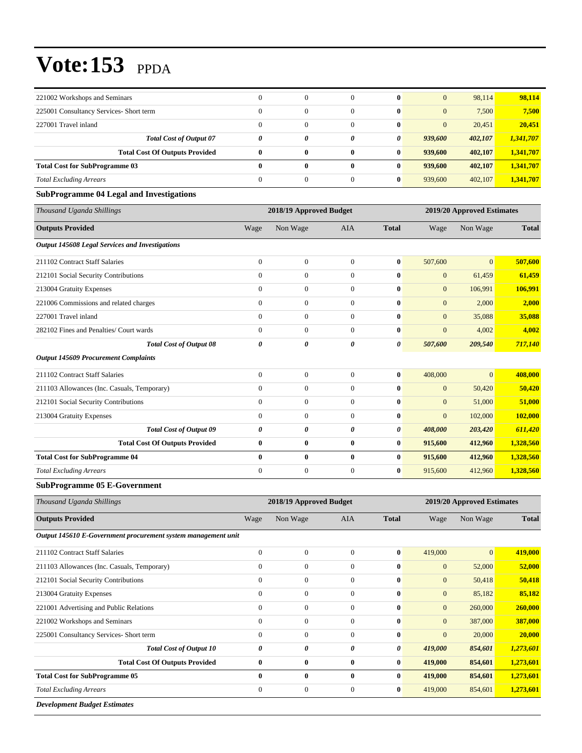| | | | | | | | |
|---|---|---|---|---|---|---|---|
| 221002 Workshops and Seminars | 0 | 0 | 0 | **0** | 0 | 98,114 | **98,114** |
| 225001 Consultancy Services- Short term | 0 | 0 | 0 | **0** | 0 | 7,500 | **7,500** |
| 227001 Travel inland | 0 | 0 | 0 | **0** | 0 | 20,451 | **20,451** |
| ***Total Cost of Output 07*** | ***0*** | ***0*** | ***0*** | ***0*** | ***939,600*** | ***402,107*** | ***1,341,707*** |
| **Total Cost Of Outputs Provided** | **0** | **0** | **0** | **0** | **939,600** | **402,107** | **1,341,707** |
| **Total Cost for SubProgramme 03** | **0** | **0** | **0** | **0** | **939,600** | **402,107** | **1,341,707** |
| *Total Excluding Arrears* | 0 | 0 | 0 | **0** | 939,600 | 402,107 | **1,341,707** |

**SubProgramme 04 Legal and Investigations**

| *Thousand Uganda Shillings* | 2018/19 Approved Budget | | | | 2019/20 Approved Estimates | | |
|---|---|---|---|---|---|---|---|
| **Outputs Provided** | Wage | Non Wage | AIA | **Total** | Wage | Non Wage | **Total** |
| ***Output 145608 Legal Services and Investigations*** | | | | | | | |
| 211102 Contract Staff Salaries | 0 | 0 | 0 | **0** | 507,600 | 0 | **507,600** |
| 212101 Social Security Contributions | 0 | 0 | 0 | **0** | 0 | 61,459 | **61,459** |
| 213004 Gratuity Expenses | 0 | 0 | 0 | **0** | 0 | 106,991 | **106,991** |
| 221006 Commissions and related charges | 0 | 0 | 0 | **0** | 0 | 2,000 | **2,000** |
| 227001 Travel inland | 0 | 0 | 0 | **0** | 0 | 35,088 | **35,088** |
| 282102 Fines and Penalties/ Court wards | 0 | 0 | 0 | **0** | 0 | 4,002 | **4,002** |
| ***Total Cost of Output 08*** | ***0*** | ***0*** | ***0*** | ***0*** | ***507,600*** | ***209,540*** | ***717,140*** |
| ***Output 145609 Procurement Complaints*** | | | | | | | |
| 211102 Contract Staff Salaries | 0 | 0 | 0 | **0** | 408,000 | 0 | **408,000** |
| 211103 Allowances (Inc. Casuals, Temporary) | 0 | 0 | 0 | **0** | 0 | 50,420 | **50,420** |
| 212101 Social Security Contributions | 0 | 0 | 0 | **0** | 0 | 51,000 | **51,000** |
| 213004 Gratuity Expenses | 0 | 0 | 0 | **0** | 0 | 102,000 | **102,000** |
| ***Total Cost of Output 09*** | ***0*** | ***0*** | ***0*** | ***0*** | ***408,000*** | ***203,420*** | ***611,420*** |
| **Total Cost Of Outputs Provided** | **0** | **0** | **0** | **0** | **915,600** | **412,960** | **1,328,560** |
| **Total Cost for SubProgramme 04** | **0** | **0** | **0** | **0** | **915,600** | **412,960** | **1,328,560** |
| *Total Excluding Arrears* | 0 | 0 | 0 | **0** | 915,600 | 412,960 | **1,328,560** |

**SubProgramme 05 E-Government**

| *Thousand Uganda Shillings* | 2018/19 Approved Budget | | | | 2019/20 Approved Estimates | | |
|---|---|---|---|---|---|---|---|
| **Outputs Provided** | Wage | Non Wage | AIA | **Total** | Wage | Non Wage | **Total** |
| ***Output 145610 E-Government procurement system management unit*** | | | | | | | |
| 211102 Contract Staff Salaries | 0 | 0 | 0 | **0** | 419,000 | 0 | **419,000** |
| 211103 Allowances (Inc. Casuals, Temporary) | 0 | 0 | 0 | **0** | 0 | 52,000 | **52,000** |
| 212101 Social Security Contributions | 0 | 0 | 0 | **0** | 0 | 50,418 | **50,418** |
| 213004 Gratuity Expenses | 0 | 0 | 0 | **0** | 0 | 85,182 | **85,182** |
| 221001 Advertising and Public Relations | 0 | 0 | 0 | **0** | 0 | 260,000 | **260,000** |
| 221002 Workshops and Seminars | 0 | 0 | 0 | **0** | 0 | 387,000 | **387,000** |
| 225001 Consultancy Services- Short term | 0 | 0 | 0 | **0** | 0 | 20,000 | **20,000** |
| ***Total Cost of Output 10*** | ***0*** | ***0*** | ***0*** | ***0*** | ***419,000*** | ***854,601*** | ***1,273,601*** |
| **Total Cost Of Outputs Provided** | **0** | **0** | **0** | **0** | **419,000** | **854,601** | **1,273,601** |
| **Total Cost for SubProgramme 05** | **0** | **0** | **0** | **0** | **419,000** | **854,601** | **1,273,601** |
| *Total Excluding Arrears* | 0 | 0 | 0 | **0** | 419,000 | 854,601 | **1,273,601** |

***Development Budget Estimates***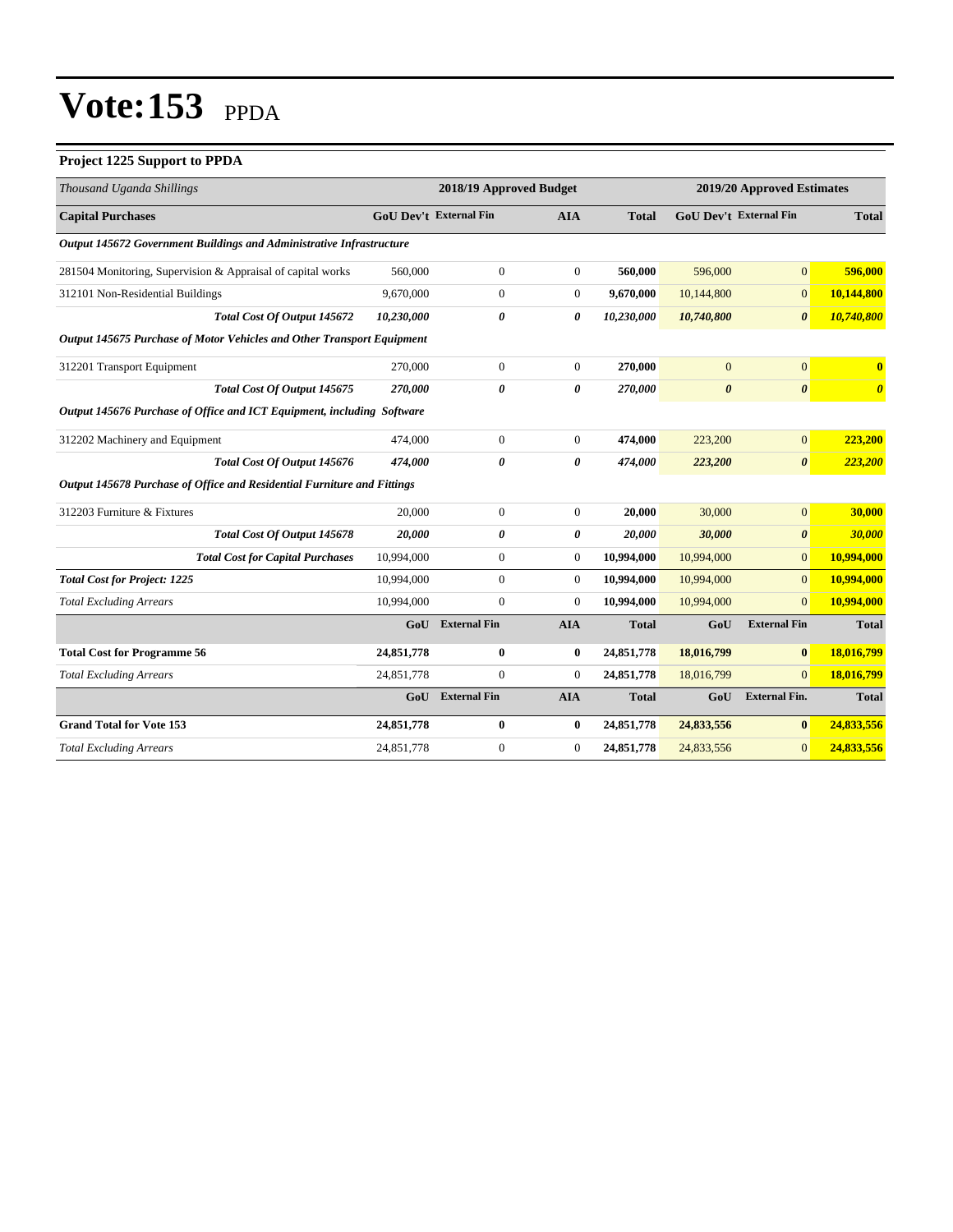# Vote:153 PPDA

### Project 1225 Support to PPDA

| *Thousand Uganda Shillings* | 2018/19 Approved Budget | | | | 2019/20 Approved Estimates | | |
|---|---|---|---|---|---|---|---|
| **Capital Purchases** | **GoU Dev't** | **External Fin** | **AIA** | **Total** | **GoU Dev't** | **External Fin** | **Total** |
| ***Output 145672 Government Buildings and Administrative Infrastructure*** | | | | | | | |
| 281504 Monitoring, Supervision & Appraisal of capital works | 560,000 | 0 | 0 | **560,000** | 596,000 | 0 | **596,000** |
| 312101 Non-Residential Buildings | 9,670,000 | 0 | 0 | **9,670,000** | 10,144,800 | 0 | **10,144,800** |
| ***Total Cost Of Output 145672*** | ***10,230,000*** | ***0*** | ***0*** | ***10,230,000*** | ***10,740,800*** | ***0*** | ***10,740,800*** |
| ***Output 145675 Purchase of Motor Vehicles and Other Transport Equipment*** | | | | | | | |
| 312201 Transport Equipment | 270,000 | 0 | 0 | **270,000** | 0 | 0 | **0** |
| ***Total Cost Of Output 145675*** | ***270,000*** | ***0*** | ***0*** | ***270,000*** | ***0*** | ***0*** | ***0*** |
| ***Output 145676 Purchase of Office and ICT Equipment, including Software*** | | | | | | | |
| 312202 Machinery and Equipment | 474,000 | 0 | 0 | **474,000** | 223,200 | 0 | **223,200** |
| ***Total Cost Of Output 145676*** | ***474,000*** | ***0*** | ***0*** | ***474,000*** | ***223,200*** | ***0*** | ***223,200*** |
| ***Output 145678 Purchase of Office and Residential Furniture and Fittings*** | | | | | | | |
| 312203 Furniture & Fixtures | 20,000 | 0 | 0 | **20,000** | 30,000 | 0 | **30,000** |
| ***Total Cost Of Output 145678*** | ***20,000*** | ***0*** | ***0*** | ***20,000*** | ***30,000*** | ***0*** | ***30,000*** |
| ***Total Cost for Capital Purchases*** | 10,994,000 | 0 | 0 | **10,994,000** | 10,994,000 | 0 | **10,994,000** |
| ***Total Cost for Project: 1225*** | 10,994,000 | 0 | 0 | **10,994,000** | 10,994,000 | 0 | **10,994,000** |
| *Total Excluding Arrears* | 10,994,000 | 0 | 0 | **10,994,000** | 10,994,000 | 0 | **10,994,000** |
| | **GoU** | **External Fin** | **AIA** | **Total** | **GoU** | **External Fin** | **Total** |
| **Total Cost for Programme 56** | **24,851,778** | **0** | **0** | **24,851,778** | **18,016,799** | **0** | **18,016,799** |
| *Total Excluding Arrears* | 24,851,778 | 0 | 0 | **24,851,778** | 18,016,799 | 0 | **18,016,799** |
| | **GoU** | **External Fin** | **AIA** | **Total** | **GoU** | **External Fin.** | **Total** |
| **Grand Total for Vote 153** | **24,851,778** | **0** | **0** | **24,851,778** | **24,833,556** | **0** | **24,833,556** |
| *Total Excluding Arrears* | 24,851,778 | 0 | 0 | **24,851,778** | 24,833,556 | 0 | **24,833,556** |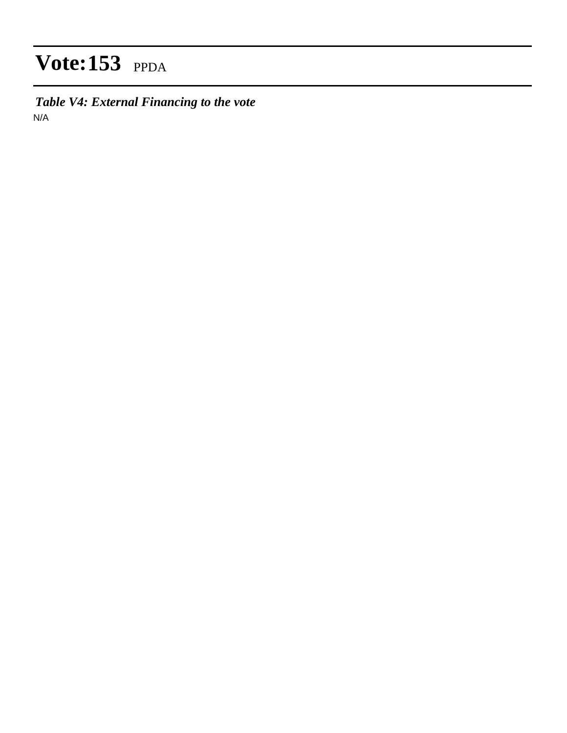# Vote:153 PPDA

***Table V4: External Financing to the vote***

N/A